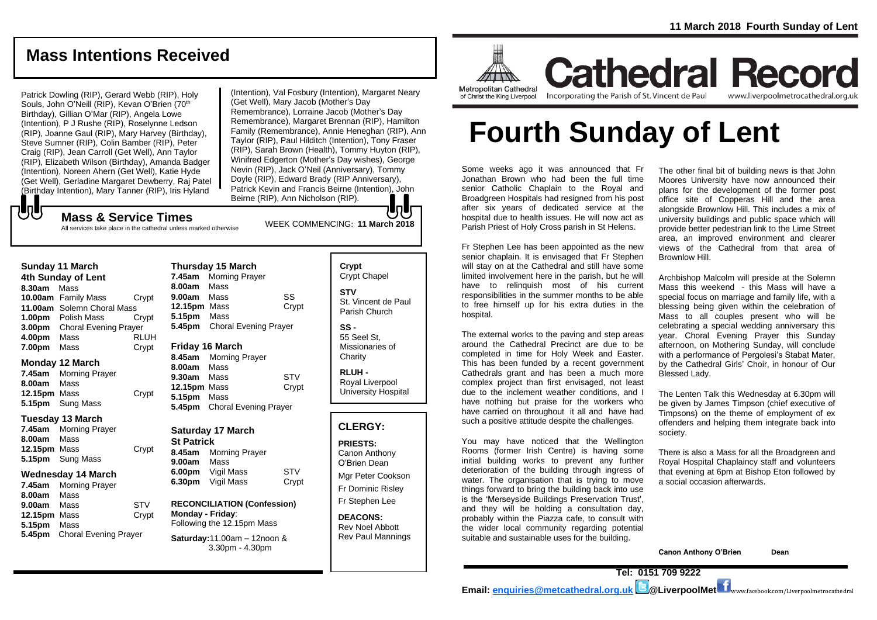# Mass Intentions Received

Patrick Dowling (RIP), Gerard Webb (RIP), Holy Souls, John O'Neill (RIP), Kevan O'Brien (70th Birthday), Gillian O'Mar (RIP), Angela Lowe (Intention), P J Rushe (RIP), Roselynne Ledson (RIP), Joanne Gaul (RIP), Mary Harvey (Birthday), Steve Sumner (RIP), Colin Bamber (RIP), Peter Craig (RIP), Jean Carroll (Get Well), Ann Taylor (RIP), Elizabeth Wilson (Birthday), Amanda Badger (Intention), Noreen Ahern (Get Well), Katie Hyde (Get Well), Gerladine Margaret Dewberry, Raj Patel (Birthday Intention), Mary Tanner (RIP), Iris Hyland (Intention), Val Fosbury (Intention), Margaret Neary (Get Well), Mary Jacob (Mother's Day Remembrance), Lorraine Jacob (Mother's Day Remembrance), Margaret Brennan (RIP), Hamilton Family (Remembrance), Annie Heneghan (RIP), Ann Taylor (RIP), Paul Hilditch (Intention), Tony Fraser (RIP), Sarah Brown (Health), Tommy Huyton (RIP), Winifred Edgerton (Mother's Day wishes), George Nevin (RIP), Jack O'Neil (Anniversary), Tommy Doyle (RIP), Edward Brady (RIP Anniversary), Patrick Kevin and Francis Beirne (Intention), John Beirne (RIP), Ann Nicholson (RIP).

## Mass & Service Times

All services take place in the cathedral unless marked otherwise

WEEK COMMENCING: **11 March 2018**

### Sunday 11 March
**4th Sunday of Lent**

| | | |
|---|---|---|
| **8.30am** | Mass | |
| **10.00am** | Family Mass | Crypt |
| **11.00am** | Solemn Choral Mass | |
| **1.00pm** | Polish Mass | Crypt |
| **3.00pm** | Choral Evening Prayer | |
| **4.00pm** | Mass | RLUH |
| **7.00pm** | Mass | Crypt |

### Monday 12 March

| | | |
|---|---|---|
| **7.45am** | Morning Prayer | |
| **8.00am** | Mass | |
| **12.15pm** | Mass | Crypt |
| **5.15pm** | Sung Mass | |

### Tuesday 13 March

| | | |
|---|---|---|
| **7.45am** | Morning Prayer | |
| **8.00am** | Mass | |
| **12.15pm** | Mass | Crypt |
| **5.15pm** | Sung Mass | |

### Wednesday 14 March

| | | |
|---|---|---|
| **7.45am** | Morning Prayer | |
| **8.00am** | Mass | |
| **9.00am** | Mass | STV |
| **12.15pm** | Mass | Crypt |
| **5.15pm** | Mass | |
| **5.45pm** | Choral Evening Prayer | |

### Thursday 15 March

| | | |
|---|---|---|
| **7.45am** | Morning Prayer | |
| **8.00am** | Mass | |
| **9.00am** | Mass | SS |
| **12.15pm** | Mass | Crypt |
| **5.15pm** | Mass | |
| **5.45pm** | Choral Evening Prayer | |

### Friday 16 March

| | | |
|---|---|---|
| **8.45am** | Morning Prayer | |
| **8.00am** | Mass | |
| **9.30am** | Mass | STV |
| **12.15pm** | Mass | Crypt |
| **5.15pm** | Mass | |
| **5.45pm** | Choral Evening Prayer | |

### Saturday 17 March
**St Patrick**

| | | |
|---|---|---|
| **8.45am** | Morning Prayer | |
| **9.00am** | Mass | |
| **6.00pm** | Vigil Mass | STV |
| **6.30pm** | Vigil Mass | Crypt |

**RECONCILIATION (Confession)**
**Monday - Friday**: Following the 12.15pm Mass

**Saturday:** 11.00am – 12noon & 3.30pm - 4.30pm

**Crypt**
Crypt Chapel

**STV**
St. Vincent de Paul Parish Church

**SS -**
55 Seel St, Missionaries of Charity

**RLUH -**
Royal Liverpool University Hospital

## CLERGY:

**PRIESTS:**
Canon Anthony O'Brien Dean
Mgr Peter Cookson
Fr Dominic Risley
Fr Stephen Lee

**DEACONS:**
Rev Noel Abbott
Rev Paul Mannings

**11 March 2018 Fourth Sunday of Lent**

Metropolitan Cathedral of Christ the King Liverpool

**Cathedral Record**
Incorporating the Parish of St. Vincent de Paul
www.liverpoolmetrocathedral.org.uk

# Fourth Sunday of Lent

Some weeks ago it was announced that Fr Jonathan Brown who had been the full time senior Catholic Chaplain to the Royal and Broadgreen Hospitals had resigned from his post after six years of dedicated service at the hospital due to health issues. He will now act as Parish Priest of Holy Cross parish in St Helens.

Fr Stephen Lee has been appointed as the new senior chaplain. It is envisaged that Fr Stephen will stay on at the Cathedral and still have some limited involvement here in the parish, but he will have to relinquish most of his current responsibilities in the summer months to be able to free himself up for his extra duties in the hospital.

The external works to the paving and step areas around the Cathedral Precinct are due to be completed in time for Holy Week and Easter. This has been funded by a recent government Cathedrals grant and has been a much more complex project than first envisaged, not least due to the inclement weather conditions, and I have nothing but praise for the workers who have carried on throughout it all and have had such a positive attitude despite the challenges.

You may have noticed that the Wellington Rooms (former Irish Centre) is having some initial building works to prevent any further deterioration of the building through ingress of water. The organisation that is trying to move things forward to bring the building back into use is the 'Merseyside Buildings Preservation Trust', and they will be holding a consultation day, probably within the Piazza cafe, to consult with the wider local community regarding potential suitable and sustainable uses for the building.

The other final bit of building news is that John Moores University have now announced their plans for the development of the former post office site of Copperas Hill and the area alongside Brownlow Hill. This includes a mix of university buildings and public space which will provide better pedestrian link to the Lime Street area, an improved environment and clearer views of the Cathedral from that area of Brownlow Hill.

Archbishop Malcolm will preside at the Solemn Mass this weekend - this Mass will have a special focus on marriage and family life, with a blessing being given within the celebration of Mass to all couples present who will be celebrating a special wedding anniversary this year. Choral Evening Prayer this Sunday afternoon, on Mothering Sunday, will conclude with a performance of Pergolesi's Stabat Mater, by the Cathedral Girls' Choir, in honour of Our Blessed Lady.

The Lenten Talk this Wednesday at 6.30pm will be given by James Timpson (chief executive of Timpsons) on the theme of employment of ex offenders and helping them integrate back into society.

There is also a Mass for all the Broadgreen and Royal Hospital Chaplaincy staff and volunteers that evening at 6pm at Bishop Eton followed by a social occasion afterwards.

**Canon Anthony O'Brien Dean**

**Tel: 0151 709 9222**

**Email: enquiries@metcathedral.org.uk @LiverpoolMet** www.facebook.com/Liverpoolmetrocathedral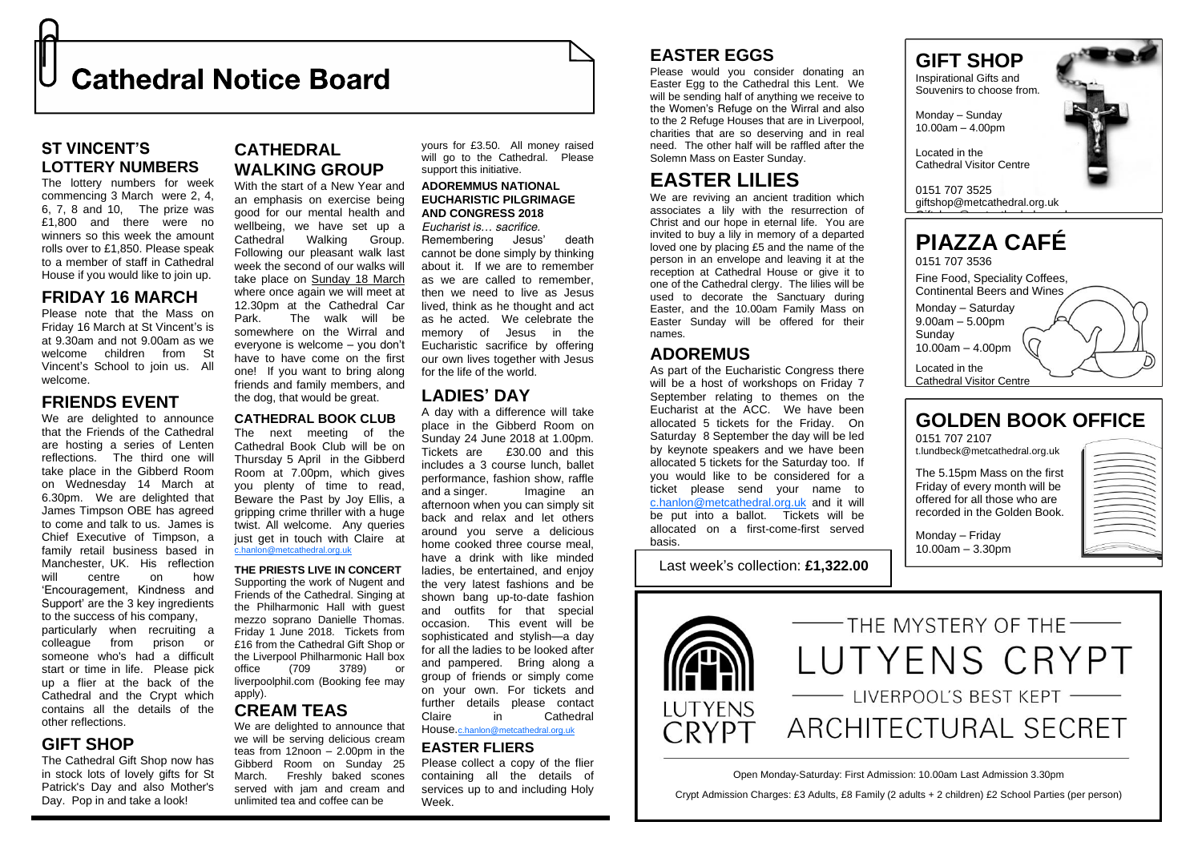# Cathedral Notice Board

## ST VINCENT'S LOTTERY NUMBERS

The lottery numbers for week commencing 3 March were 2, 4, 6, 7, 8 and 10. The prize was £1,800 and there were no winners so this week the amount rolls over to £1,850. Please speak to a member of staff in Cathedral House if you would like to join up.

## FRIDAY 16 MARCH

Please note that the Mass on Friday 16 March at St Vincent's is at 9.30am and not 9.00am as we welcome children from St Vincent's School to join us. All welcome.

## FRIENDS EVENT

We are delighted to announce that the Friends of the Cathedral are hosting a series of Lenten reflections. The third one will take place in the Gibberd Room on Wednesday 14 March at 6.30pm. We are delighted that James Timpson OBE has agreed to come and talk to us. James is Chief Executive of Timpson, a family retail business based in Manchester, UK. His reflection will centre on how 'Encouragement, Kindness and Support' are the 3 key ingredients to the success of his company, particularly when recruiting a colleague from prison or someone who's had a difficult start or time in life. Please pick up a flier at the back of the Cathedral and the Crypt which contains all the details of the other reflections.

## GIFT SHOP

The Cathedral Gift Shop now has in stock lots of lovely gifts for St Patrick's Day and also Mother's Day. Pop in and take a look!

## CATHEDRAL WALKING GROUP

With the start of a New Year and an emphasis on exercise being good for our mental health and wellbeing, we have set up a Cathedral Walking Group. Following our pleasant walk last week the second of our walks will take place on Sunday 18 March where once again we will meet at 12.30pm at the Cathedral Car Park. The walk will be somewhere on the Wirral and everyone is welcome – you don't have to have come on the first one! If you want to bring along friends and family members, and the dog, that would be great.

### CATHEDRAL BOOK CLUB

The next meeting of the Cathedral Book Club will be on Thursday 5 April in the Gibberd Room at 7.00pm, which gives you plenty of time to read, Beware the Past by Joy Ellis, a gripping crime thriller with a huge twist. All welcome. Any queries just get in touch with Claire at c.hanlon@metcathedral.org.uk

### THE PRIESTS LIVE IN CONCERT

Supporting the work of Nugent and Friends of the Cathedral. Singing at the Philharmonic Hall with guest mezzo soprano Danielle Thomas. Friday 1 June 2018. Tickets from £16 from the Cathedral Gift Shop or the Liverpool Philharmonic Hall box office (709 3789) or liverpoolphil.com (Booking fee may apply).

## CREAM TEAS

We are delighted to announce that we will be serving delicious cream teas from 12noon – 2.00pm in the Gibberd Room on Sunday 25 March. Freshly baked scones served with jam and cream and unlimited tea and coffee can be yours for £3.50. All money raised will go to the Cathedral. Please support this initiative.

### ADOREMMUS NATIONAL EUCHARISTIC PILGRIMAGE AND CONGRESS 2018

*Eucharist is… sacrifice.*

Remembering Jesus' death cannot be done simply by thinking about it. If we are to remember as we are called to remember, then we need to live as Jesus lived, think as he thought and act as he acted. We celebrate the memory of Jesus in the Eucharistic sacrifice by offering our own lives together with Jesus for the life of the world.

## LADIES' DAY

A day with a difference will take place in the Gibberd Room on Sunday 24 June 2018 at 1.00pm. Tickets are £30.00 and this includes a 3 course lunch, ballet performance, fashion show, raffle and a singer. Imagine an afternoon when you can simply sit back and relax and let others around you serve a delicious home cooked three course meal, have a drink with like minded ladies, be entertained, and enjoy the very latest fashions and be shown bang up-to-date fashion and outfits for that special occasion. This event will be sophisticated and stylish—a day for all the ladies to be looked after and pampered. Bring along a group of friends or simply come on your own. For tickets and further details please contact Claire in Cathedral House. c.hanlon@metcathedral.org.uk

### EASTER FLIERS

Please collect a copy of the flier containing all the details of services up to and including Holy Week.

## EASTER EGGS

Please would you consider donating an Easter Egg to the Cathedral this Lent. We will be sending half of anything we receive to the Women's Refuge on the Wirral and also to the 2 Refuge Houses that are in Liverpool, charities that are so deserving and in real need. The other half will be raffled after the Solemn Mass on Easter Sunday.

## EASTER LILIES

We are reviving an ancient tradition which associates a lily with the resurrection of Christ and our hope in eternal life. You are invited to buy a lily in memory of a departed loved one by placing £5 and the name of the person in an envelope and leaving it at the reception at Cathedral House or give it to one of the Cathedral clergy. The lilies will be used to decorate the Sanctuary during Easter, and the 10.00am Family Mass on Easter Sunday will be offered for their names.

## ADOREMUS

As part of the Eucharistic Congress there will be a host of workshops on Friday 7 September relating to themes on the Eucharist at the ACC. We have been allocated 5 tickets for the Friday. On Saturday 8 September the day will be led by keynote speakers and we have been allocated 5 tickets for the Saturday too. If you would like to be considered for a ticket please send your name to c.hanlon@metcathedral.org.uk and it will be put into a ballot. Tickets will be allocated on a first-come-first served basis.

Last week's collection: **£1,322.00**

## GIFT SHOP

Inspirational Gifts and Souvenirs to choose from.

Monday – Sunday
10.00am – 4.00pm

Located in the Cathedral Visitor Centre

0151 707 3525
giftshop@metcathedral.org.uk

## PIAZZA CAFÉ

0151 707 3536

Fine Food, Speciality Coffees, Continental Beers and Wines

Monday – Saturday
9.00am – 5.00pm
Sunday
10.00am – 4.00pm

Located in the Cathedral Visitor Centre

## GOLDEN BOOK OFFICE

0151 707 2107
t.lundbeck@metcathedral.org.uk

The 5.15pm Mass on the first Friday of every month will be offered for all those who are recorded in the Golden Book.

Monday – Friday
10.00am – 3.30pm

LUTYENS CRYPT

THE MYSTERY OF THE LUTYENS CRYPT — LIVERPOOL'S BEST KEPT — ARCHITECTURAL SECRET

Open Monday-Saturday: First Admission: 10.00am Last Admission 3.30pm

Crypt Admission Charges: £3 Adults, £8 Family (2 adults + 2 children) £2 School Parties (per person)